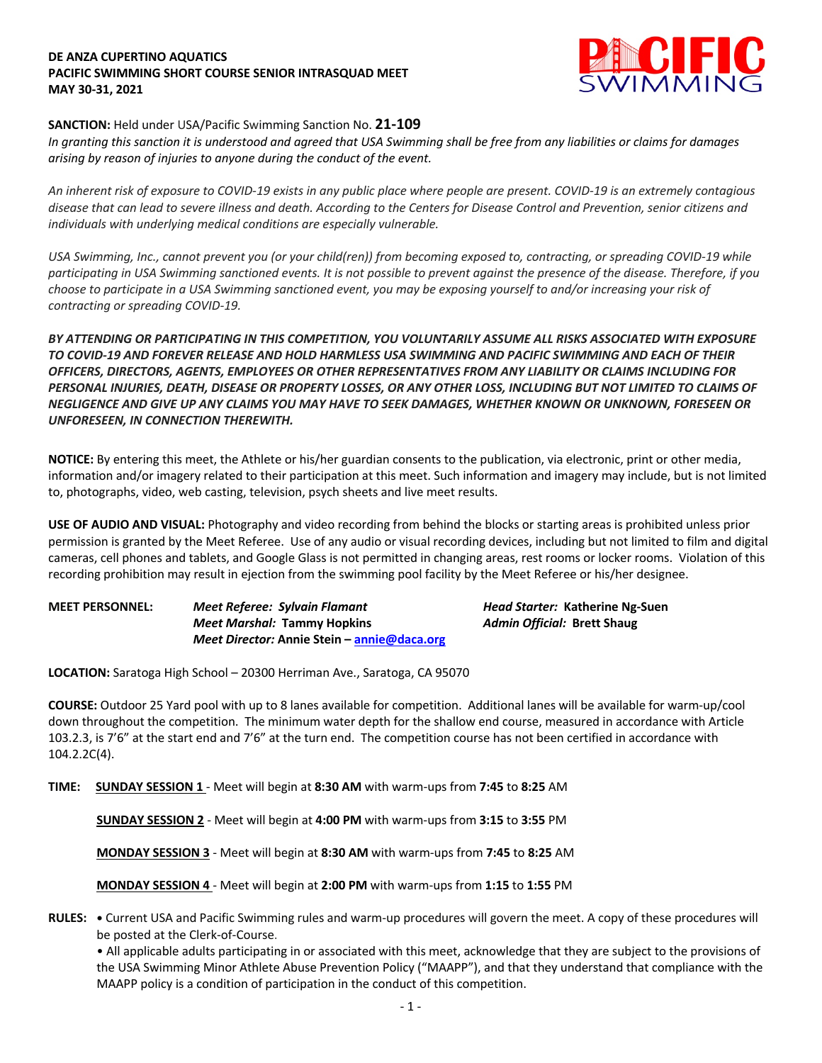**DE ANZA CUPERTINO AQUATICS**
**PACIFIC SWIMMING SHORT COURSE SENIOR INTRASQUAD MEET**
**MAY 30-31, 2021**

**SANCTION:** Held under USA/Pacific Swimming Sanction No. **21-109**
*In granting this sanction it is understood and agreed that USA Swimming shall be free from any liabilities or claims for damages arising by reason of injuries to anyone during the conduct of the event.*

*An inherent risk of exposure to COVID-19 exists in any public place where people are present. COVID-19 is an extremely contagious disease that can lead to severe illness and death. According to the Centers for Disease Control and Prevention, senior citizens and individuals with underlying medical conditions are especially vulnerable.*

*USA Swimming, Inc., cannot prevent you (or your child(ren)) from becoming exposed to, contracting, or spreading COVID-19 while participating in USA Swimming sanctioned events. It is not possible to prevent against the presence of the disease. Therefore, if you choose to participate in a USA Swimming sanctioned event, you may be exposing yourself to and/or increasing your risk of contracting or spreading COVID-19.*

***BY ATTENDING OR PARTICIPATING IN THIS COMPETITION, YOU VOLUNTARILY ASSUME ALL RISKS ASSOCIATED WITH EXPOSURE TO COVID-19 AND FOREVER RELEASE AND HOLD HARMLESS USA SWIMMING AND PACIFIC SWIMMING AND EACH OF THEIR OFFICERS, DIRECTORS, AGENTS, EMPLOYEES OR OTHER REPRESENTATIVES FROM ANY LIABILITY OR CLAIMS INCLUDING FOR PERSONAL INJURIES, DEATH, DISEASE OR PROPERTY LOSSES, OR ANY OTHER LOSS, INCLUDING BUT NOT LIMITED TO CLAIMS OF NEGLIGENCE AND GIVE UP ANY CLAIMS YOU MAY HAVE TO SEEK DAMAGES, WHETHER KNOWN OR UNKNOWN, FORESEEN OR UNFORESEEN, IN CONNECTION THEREWITH.***

**NOTICE:** By entering this meet, the Athlete or his/her guardian consents to the publication, via electronic, print or other media, information and/or imagery related to their participation at this meet. Such information and imagery may include, but is not limited to, photographs, video, web casting, television, psych sheets and live meet results.

**USE OF AUDIO AND VISUAL:** Photography and video recording from behind the blocks or starting areas is prohibited unless prior permission is granted by the Meet Referee. Use of any audio or visual recording devices, including but not limited to film and digital cameras, cell phones and tablets, and Google Glass is not permitted in changing areas, rest rooms or locker rooms. Violation of this recording prohibition may result in ejection from the swimming pool facility by the Meet Referee or his/her designee.

**MEET PERSONNEL:**
***Meet Referee:*** ***Sylvain Flamant***
***Meet Marshal:*** **Tammy Hopkins**
***Meet Director:*** **Annie Stein – annie@daca.org**
***Head Starter:*** **Katherine Ng-Suen**
***Admin Official:*** **Brett Shaug**

**LOCATION:** Saratoga High School – 20300 Herriman Ave., Saratoga, CA 95070

**COURSE:** Outdoor 25 Yard pool with up to 8 lanes available for competition. Additional lanes will be available for warm-up/cool down throughout the competition. The minimum water depth for the shallow end course, measured in accordance with Article 103.2.3, is 7'6" at the start end and 7'6" at the turn end. The competition course has not been certified in accordance with 104.2.2C(4).

**TIME:** **SUNDAY SESSION 1** - Meet will begin at **8:30 AM** with warm-ups from **7:45** to **8:25** AM

**SUNDAY SESSION 2** - Meet will begin at **4:00 PM** with warm-ups from **3:15** to **3:55** PM

**MONDAY SESSION 3** - Meet will begin at **8:30 AM** with warm-ups from **7:45** to **8:25** AM

**MONDAY SESSION 4** - Meet will begin at **2:00 PM** with warm-ups from **1:15** to **1:55** PM

**RULES:**
- Current USA and Pacific Swimming rules and warm-up procedures will govern the meet. A copy of these procedures will be posted at the Clerk-of-Course.
- All applicable adults participating in or associated with this meet, acknowledge that they are subject to the provisions of the USA Swimming Minor Athlete Abuse Prevention Policy ("MAAPP"), and that they understand that compliance with the MAAPP policy is a condition of participation in the conduct of this competition.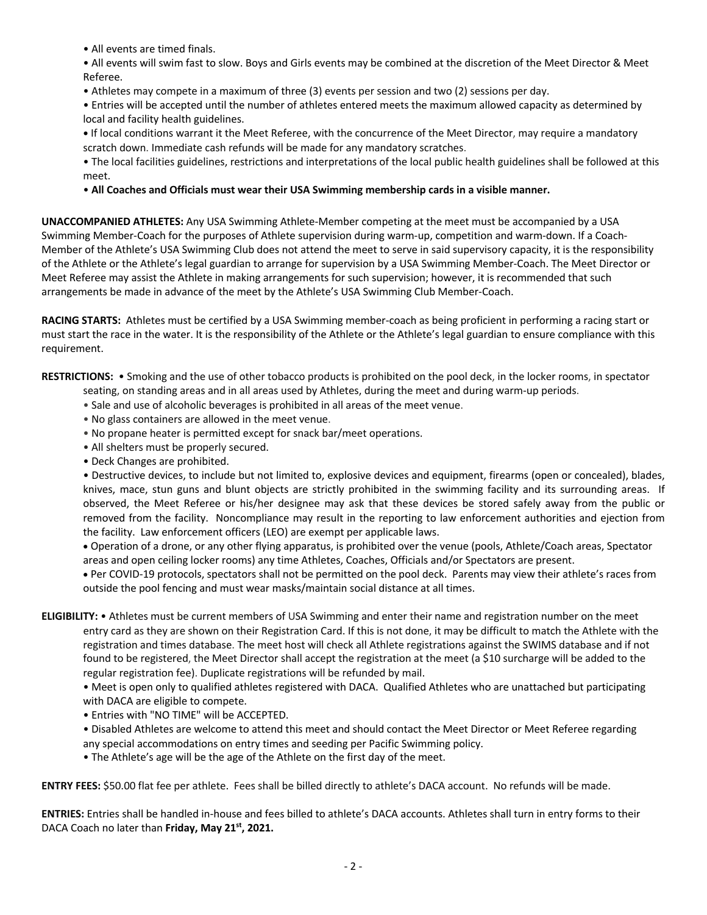- All events are timed finals.
- All events will swim fast to slow. Boys and Girls events may be combined at the discretion of the Meet Director & Meet Referee.
- Athletes may compete in a maximum of three (3) events per session and two (2) sessions per day.
- Entries will be accepted until the number of athletes entered meets the maximum allowed capacity as determined by local and facility health guidelines.
- If local conditions warrant it the Meet Referee, with the concurrence of the Meet Director, may require a mandatory scratch down. Immediate cash refunds will be made for any mandatory scratches.
- The local facilities guidelines, restrictions and interpretations of the local public health guidelines shall be followed at this meet.
- **All Coaches and Officials must wear their USA Swimming membership cards in a visible manner.**

**UNACCOMPANIED ATHLETES:** Any USA Swimming Athlete-Member competing at the meet must be accompanied by a USA Swimming Member-Coach for the purposes of Athlete supervision during warm-up, competition and warm-down. If a Coach-Member of the Athlete's USA Swimming Club does not attend the meet to serve in said supervisory capacity, it is the responsibility of the Athlete or the Athlete's legal guardian to arrange for supervision by a USA Swimming Member-Coach. The Meet Director or Meet Referee may assist the Athlete in making arrangements for such supervision; however, it is recommended that such arrangements be made in advance of the meet by the Athlete's USA Swimming Club Member-Coach.

**RACING STARTS:** Athletes must be certified by a USA Swimming member-coach as being proficient in performing a racing start or must start the race in the water. It is the responsibility of the Athlete or the Athlete's legal guardian to ensure compliance with this requirement.

**RESTRICTIONS:**
- Smoking and the use of other tobacco products is prohibited on the pool deck, in the locker rooms, in spectator seating, on standing areas and in all areas used by Athletes, during the meet and during warm-up periods.
- Sale and use of alcoholic beverages is prohibited in all areas of the meet venue.
- No glass containers are allowed in the meet venue.
- No propane heater is permitted except for snack bar/meet operations.
- All shelters must be properly secured.
- Deck Changes are prohibited.
- Destructive devices, to include but not limited to, explosive devices and equipment, firearms (open or concealed), blades, knives, mace, stun guns and blunt objects are strictly prohibited in the swimming facility and its surrounding areas. If observed, the Meet Referee or his/her designee may ask that these devices be stored safely away from the public or removed from the facility. Noncompliance may result in the reporting to law enforcement authorities and ejection from the facility. Law enforcement officers (LEO) are exempt per applicable laws.
- Operation of a drone, or any other flying apparatus, is prohibited over the venue (pools, Athlete/Coach areas, Spectator areas and open ceiling locker rooms) any time Athletes, Coaches, Officials and/or Spectators are present.
- Per COVID-19 protocols, spectators shall not be permitted on the pool deck. Parents may view their athlete's races from outside the pool fencing and must wear masks/maintain social distance at all times.

**ELIGIBILITY:**
- Athletes must be current members of USA Swimming and enter their name and registration number on the meet entry card as they are shown on their Registration Card. If this is not done, it may be difficult to match the Athlete with the registration and times database. The meet host will check all Athlete registrations against the SWIMS database and if not found to be registered, the Meet Director shall accept the registration at the meet (a $10 surcharge will be added to the regular registration fee). Duplicate registrations will be refunded by mail.
- Meet is open only to qualified athletes registered with DACA. Qualified Athletes who are unattached but participating with DACA are eligible to compete.
- Entries with "NO TIME" will be ACCEPTED.
- Disabled Athletes are welcome to attend this meet and should contact the Meet Director or Meet Referee regarding any special accommodations on entry times and seeding per Pacific Swimming policy.
- The Athlete's age will be the age of the Athlete on the first day of the meet.

**ENTRY FEES:** $50.00 flat fee per athlete. Fees shall be billed directly to athlete's DACA account. No refunds will be made.

**ENTRIES:** Entries shall be handled in-house and fees billed to athlete's DACA accounts. Athletes shall turn in entry forms to their DACA Coach no later than **Friday, May 21st, 2021.**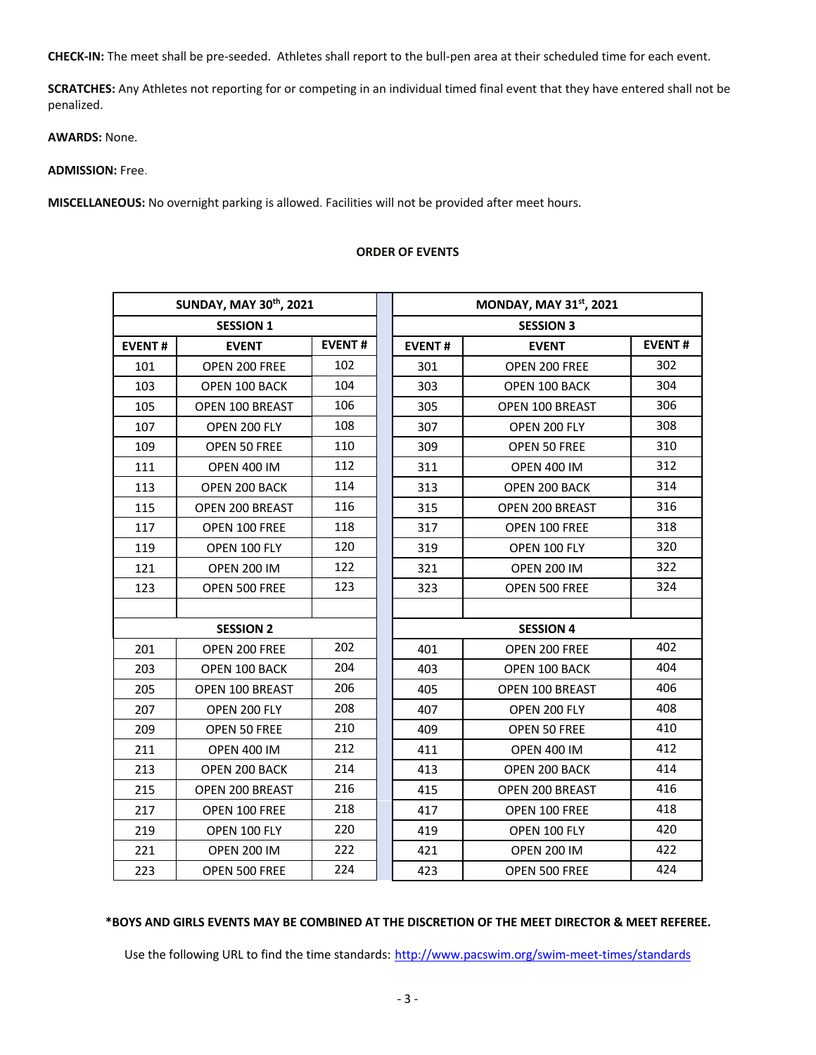**CHECK-IN:** The meet shall be pre-seeded. Athletes shall report to the bull-pen area at their scheduled time for each event.

**SCRATCHES:** Any Athletes not reporting for or competing in an individual timed final event that they have entered shall not be penalized.

**AWARDS:** None.

**ADMISSION:** Free.

**MISCELLANEOUS:** No overnight parking is allowed. Facilities will not be provided after meet hours.

**ORDER OF EVENTS**

| SUNDAY, MAY 30th, 2021 | | | MONDAY, MAY 31st, 2021 | | |
|---|---|---|---|---|---|
| **SESSION 1** | | | **SESSION 3** | | |
| **EVENT #** | **EVENT** | **EVENT #** | **EVENT #** | **EVENT** | **EVENT #** |
| 101 | OPEN 200 FREE | 102 | 301 | OPEN 200 FREE | 302 |
| 103 | OPEN 100 BACK | 104 | 303 | OPEN 100 BACK | 304 |
| 105 | OPEN 100 BREAST | 106 | 305 | OPEN 100 BREAST | 306 |
| 107 | OPEN 200 FLY | 108 | 307 | OPEN 200 FLY | 308 |
| 109 | OPEN 50 FREE | 110 | 309 | OPEN 50 FREE | 310 |
| 111 | OPEN 400 IM | 112 | 311 | OPEN 400 IM | 312 |
| 113 | OPEN 200 BACK | 114 | 313 | OPEN 200 BACK | 314 |
| 115 | OPEN 200 BREAST | 116 | 315 | OPEN 200 BREAST | 316 |
| 117 | OPEN 100 FREE | 118 | 317 | OPEN 100 FREE | 318 |
| 119 | OPEN 100 FLY | 120 | 319 | OPEN 100 FLY | 320 |
| 121 | OPEN 200 IM | 122 | 321 | OPEN 200 IM | 322 |
| 123 | OPEN 500 FREE | 123 | 323 | OPEN 500 FREE | 324 |
| | | | | | |
| **SESSION 2** | | | **SESSION 4** | | |
| 201 | OPEN 200 FREE | 202 | 401 | OPEN 200 FREE | 402 |
| 203 | OPEN 100 BACK | 204 | 403 | OPEN 100 BACK | 404 |
| 205 | OPEN 100 BREAST | 206 | 405 | OPEN 100 BREAST | 406 |
| 207 | OPEN 200 FLY | 208 | 407 | OPEN 200 FLY | 408 |
| 209 | OPEN 50 FREE | 210 | 409 | OPEN 50 FREE | 410 |
| 211 | OPEN 400 IM | 212 | 411 | OPEN 400 IM | 412 |
| 213 | OPEN 200 BACK | 214 | 413 | OPEN 200 BACK | 414 |
| 215 | OPEN 200 BREAST | 216 | 415 | OPEN 200 BREAST | 416 |
| 217 | OPEN 100 FREE | 218 | 417 | OPEN 100 FREE | 418 |
| 219 | OPEN 100 FLY | 220 | 419 | OPEN 100 FLY | 420 |
| 221 | OPEN 200 IM | 222 | 421 | OPEN 200 IM | 422 |
| 223 | OPEN 500 FREE | 224 | 423 | OPEN 500 FREE | 424 |

**\*BOYS AND GIRLS EVENTS MAY BE COMBINED AT THE DISCRETION OF THE MEET DIRECTOR & MEET REFEREE.**

Use the following URL to find the time standards: [http://www.pacswim.org/swim-meet-times/standards](http://www.pacswim.org/swim-meet-times/standards)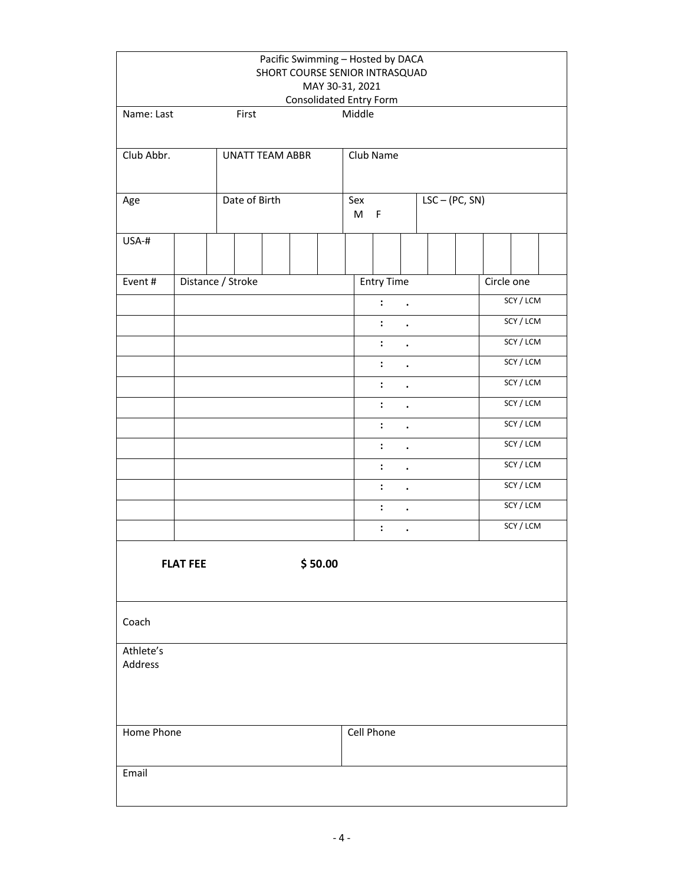Pacific Swimming – Hosted by DACA
SHORT COURSE SENIOR INTRASQUAD
MAY 30-31, 2021
Consolidated Entry Form

| | | | |
|---|---|---|---|
| Name: Last First Middle | | | |
| Club Abbr. | UNATT TEAM ABBR | Club Name | |
| Age | Date of Birth | Sex M F | LSC – (PC, SN) |
| USA-# | | | |

| Event # | Distance / Stroke | Entry Time | Circle one |
|---|---|---|---|
| | | : . | SCY / LCM |
| | | : . | SCY / LCM |
| | | : . | SCY / LCM |
| | | : . | SCY / LCM |
| | | : . | SCY / LCM |
| | | : . | SCY / LCM |
| | | : . | SCY / LCM |
| | | : . | SCY / LCM |
| | | : . | SCY / LCM |
| | | : . | SCY / LCM |
| | | : . | SCY / LCM |
| | | : . | SCY / LCM |

**FLAT FEE** **$ 50.00**

| | |
|---|---|
| Coach | |
| Athlete's Address | |
| Home Phone | Cell Phone |
| Email | |